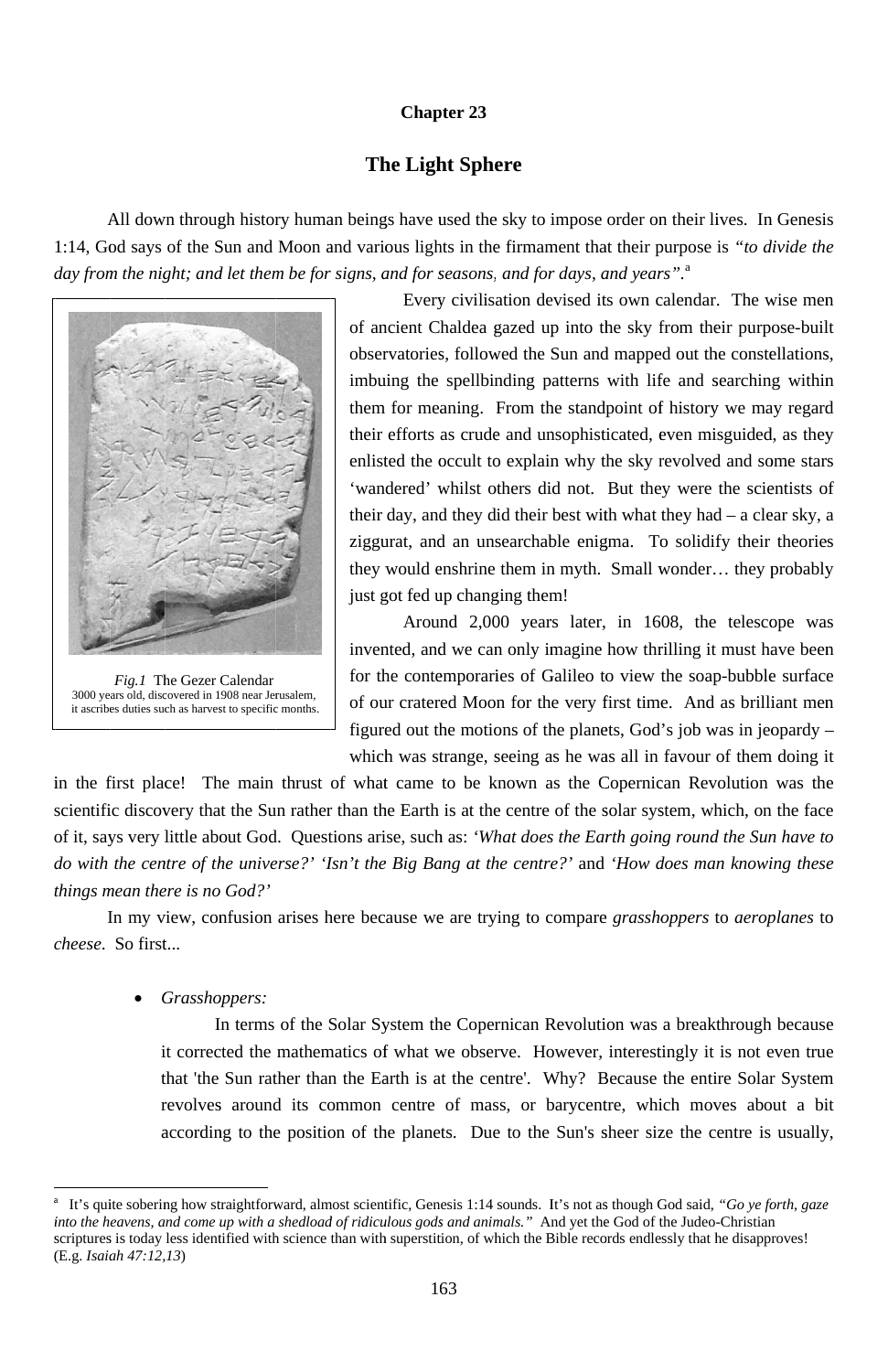# Chapter 23

## The Light Sphere

All down through history human beings have used the sky to impose order on their lives. In Genesis 1:14, God says of the Sun and Moon and various lights in the firmament that their purpose is *"to divide the day from the night; and let them be for signs, and for seasons, and for days, and years"*.[a]

*Fig.1* The Gezer Calendar
3000 years old, discovered in 1908 near Jerusalem, it ascribes duties such as harvest to specific months.

Every civilisation devised its own calendar. The wise men of ancient Chaldea gazed up into the sky from their purpose-built observatories, followed the Sun and mapped out the constellations, imbuing the spellbinding patterns with life and searching within them for meaning. From the standpoint of history we may regard their efforts as crude and unsophisticated, even misguided, as they enlisted the occult to explain why the sky revolved and some stars 'wandered' whilst others did not. But they were the scientists of their day, and they did their best with what they had – a clear sky, a ziggurat, and an unsearchable enigma. To solidify their theories they would enshrine them in myth. Small wonder… they probably just got fed up changing them!

Around 2,000 years later, in 1608, the telescope was invented, and we can only imagine how thrilling it must have been for the contemporaries of Galileo to view the soap-bubble surface of our cratered Moon for the very first time. And as brilliant men figured out the motions of the planets, God's job was in jeopardy – which was strange, seeing as he was all in favour of them doing it in the first place! The main thrust of what came to be known as the Copernican Revolution was the scientific discovery that the Sun rather than the Earth is at the centre of the solar system, which, on the face of it, says very little about God. Questions arise, such as: *'What does the Earth going round the Sun have to do with the centre of the universe?' 'Isn't the Big Bang at the centre?'* and *'How does man knowing these things mean there is no God?'*

In my view, confusion arises here because we are trying to compare *grasshoppers* to *aeroplanes* to *cheese*. So first...

- *Grasshoppers:*

  In terms of the Solar System the Copernican Revolution was a breakthrough because it corrected the mathematics of what we observe. However, interestingly it is not even true that 'the Sun rather than the Earth is at the centre'. Why? Because the entire Solar System revolves around its common centre of mass, or barycentre, which moves about a bit according to the position of the planets. Due to the Sun's sheer size the centre is usually,

---

[a] It's quite sobering how straightforward, almost scientific, Genesis 1:14 sounds. It's not as though God said, *"Go ye forth, gaze into the heavens, and come up with a shedload of ridiculous gods and animals."* And yet the God of the Judeo-Christian scriptures is today less identified with science than with superstition, of which the Bible records endlessly that he disapproves! (E.g. *Isaiah 47:12,13*)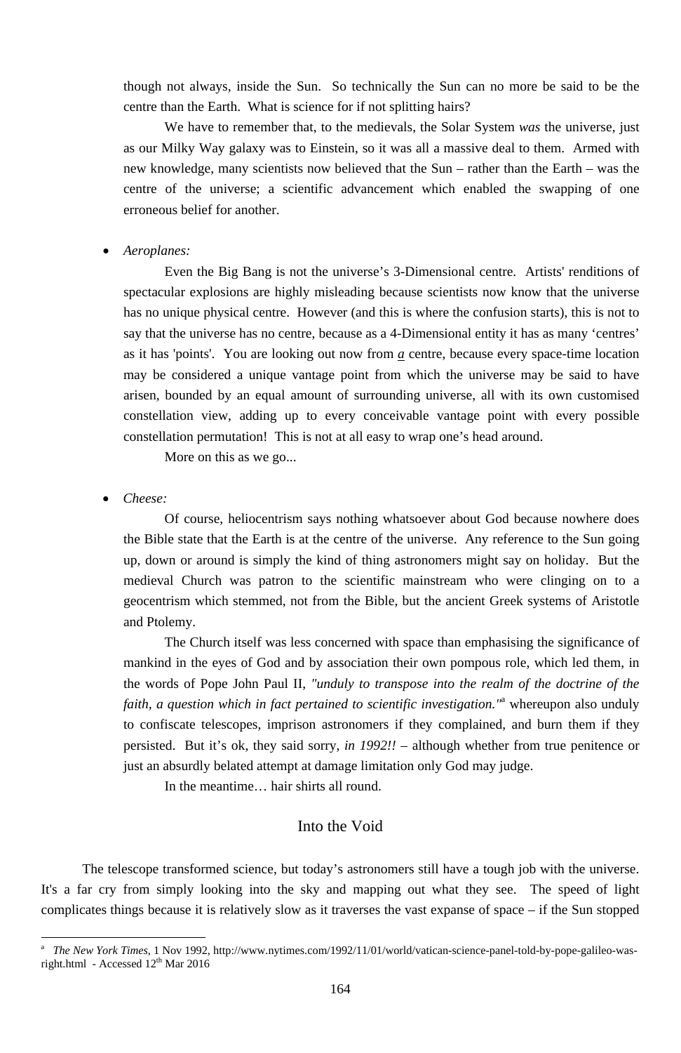though not always, inside the Sun.  So technically the Sun can no more be said to be the centre than the Earth.  What is science for if not splitting hairs?

We have to remember that, to the medievals, the Solar System *was* the universe, just as our Milky Way galaxy was to Einstein, so it was all a massive deal to them.  Armed with new knowledge, many scientists now believed that the Sun – rather than the Earth – was the centre of the universe; a scientific advancement which enabled the swapping of one erroneous belief for another.

- *Aeroplanes:*

  Even the Big Bang is not the universe's 3-Dimensional centre.  Artists' renditions of spectacular explosions are highly misleading because scientists now know that the universe has no unique physical centre.  However (and this is where the confusion starts), this is not to say that the universe has no centre, because as a 4-Dimensional entity it has as many 'centres' as it has 'points'.  You are looking out now from ***a*** centre, because every space-time location may be considered a unique vantage point from which the universe may be said to have arisen, bounded by an equal amount of surrounding universe, all with its own customised constellation view, adding up to every conceivable vantage point with every possible constellation permutation!  This is not at all easy to wrap one's head around.

  More on this as we go...

- *Cheese:*

  Of course, heliocentrism says nothing whatsoever about God because nowhere does the Bible state that the Earth is at the centre of the universe.  Any reference to the Sun going up, down or around is simply the kind of thing astronomers might say on holiday.  But the medieval Church was patron to the scientific mainstream who were clinging on to a geocentrism which stemmed, not from the Bible, but the ancient Greek systems of Aristotle and Ptolemy.

  The Church itself was less concerned with space than emphasising the significance of mankind in the eyes of God and by association their own pompous role, which led them, in the words of Pope John Paul II, *"unduly to transpose into the realm of the doctrine of the faith, a question which in fact pertained to scientific investigation."*[a] whereupon also unduly to confiscate telescopes, imprison astronomers if they complained, and burn them if they persisted.  But it's ok, they said sorry, *in 1992!!* – although whether from true penitence or just an absurdly belated attempt at damage limitation only God may judge.

  In the meantime… hair shirts all round.

## Into the Void

The telescope transformed science, but today's astronomers still have a tough job with the universe.  It's a far cry from simply looking into the sky and mapping out what they see.  The speed of light complicates things because it is relatively slow as it traverses the vast expanse of space – if the Sun stopped

---

[a] *The New York Times*, 1 Nov 1992, http://www.nytimes.com/1992/11/01/world/vatican-science-panel-told-by-pope-galileo-was-right.html - Accessed 12th Mar 2016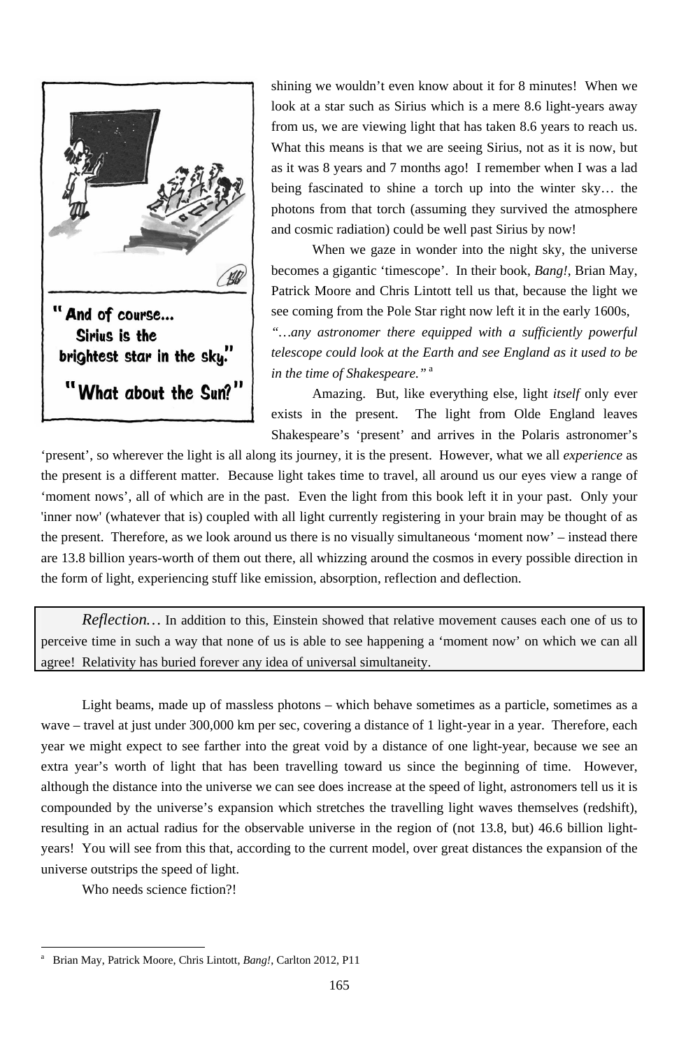“ And of course... Sirius is the brightest star in the sky.”

“What about the Sun?”

shining we wouldn’t even know about it for 8 minutes! When we look at a star such as Sirius which is a mere 8.6 light-years away from us, we are viewing light that has taken 8.6 years to reach us. What this means is that we are seeing Sirius, not as it is now, but as it was 8 years and 7 months ago! I remember when I was a lad being fascinated to shine a torch up into the winter sky… the photons from that torch (assuming they survived the atmosphere and cosmic radiation) could be well past Sirius by now!

When we gaze in wonder into the night sky, the universe becomes a gigantic ‘timescope’. In their book, *Bang!*, Brian May, Patrick Moore and Chris Lintott tell us that, because the light we see coming from the Pole Star right now left it in the early 1600s, *“…any astronomer there equipped with a sufficiently powerful telescope could look at the Earth and see England as it used to be in the time of Shakespeare.”* [a]

Amazing. But, like everything else, light *itself* only ever exists in the present. The light from Olde England leaves Shakespeare’s ‘present’ and arrives in the Polaris astronomer’s ‘present’, so wherever the light is all along its journey, it is the present. However, what we all *experience* as the present is a different matter. Because light takes time to travel, all around us our eyes view a range of ‘moment nows’, all of which are in the past. Even the light from this book left it in your past. Only your 'inner now' (whatever that is) coupled with all light currently registering in your brain may be thought of as the present. Therefore, as we look around us there is no visually simultaneous ‘moment now’ – instead there are 13.8 billion years-worth of them out there, all whizzing around the cosmos in every possible direction in the form of light, experiencing stuff like emission, absorption, reflection and deflection.

> *Reflection…* In addition to this, Einstein showed that relative movement causes each one of us to perceive time in such a way that none of us is able to see happening a ‘moment now’ on which we can all agree! Relativity has buried forever any idea of universal simultaneity.

Light beams, made up of massless photons – which behave sometimes as a particle, sometimes as a wave – travel at just under 300,000 km per sec, covering a distance of 1 light-year in a year. Therefore, each year we might expect to see farther into the great void by a distance of one light-year, because we see an extra year’s worth of light that has been travelling toward us since the beginning of time. However, although the distance into the universe we can see does increase at the speed of light, astronomers tell us it is compounded by the universe’s expansion which stretches the travelling light waves themselves (redshift), resulting in an actual radius for the observable universe in the region of (not 13.8, but) 46.6 billion light-years! You will see from this that, according to the current model, over great distances the expansion of the universe outstrips the speed of light.

Who needs science fiction?!

---

[a] Brian May, Patrick Moore, Chris Lintott, *Bang!*, Carlton 2012, P11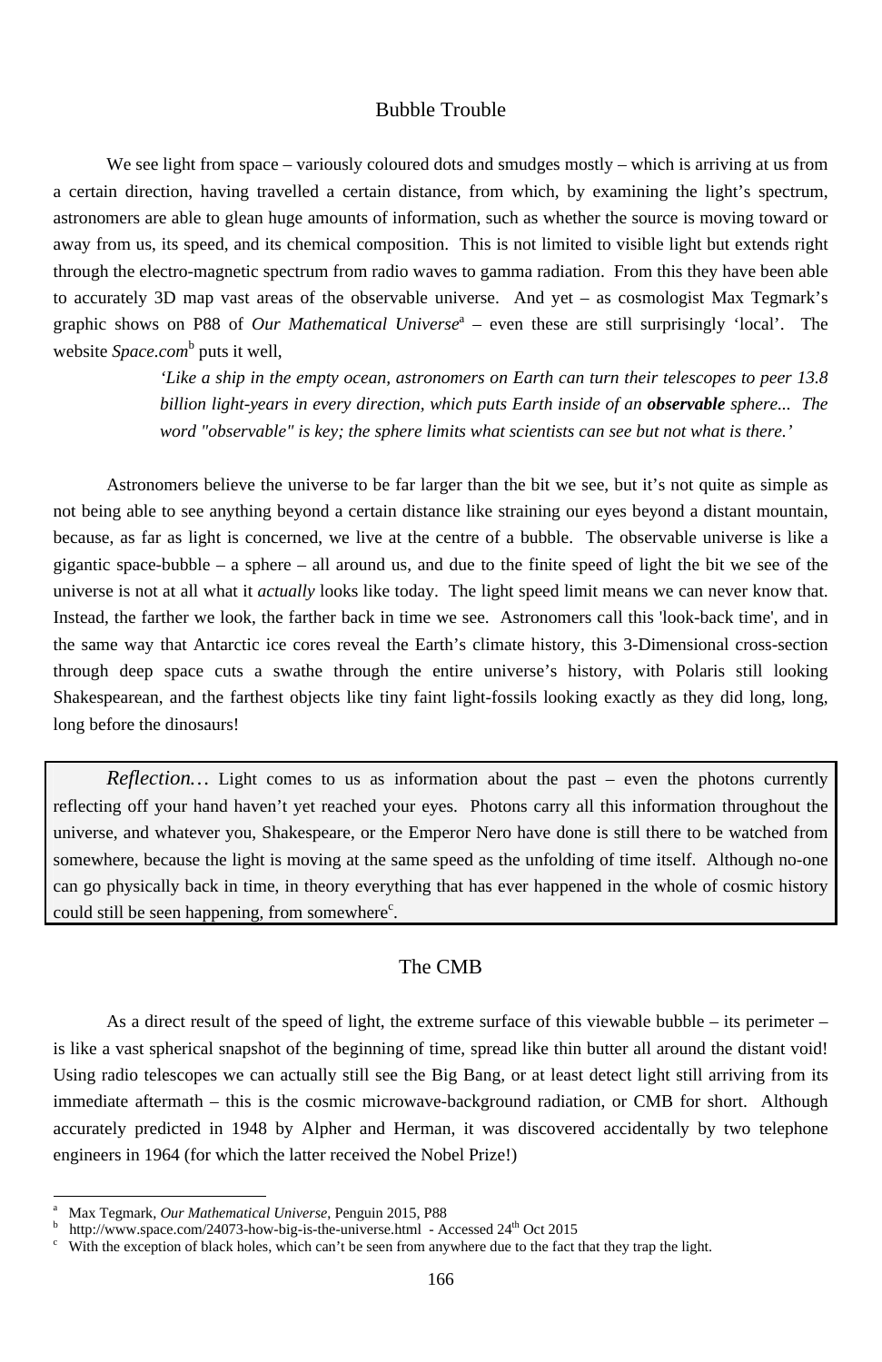## Bubble Trouble

We see light from space – variously coloured dots and smudges mostly – which is arriving at us from a certain direction, having travelled a certain distance, from which, by examining the light's spectrum, astronomers are able to glean huge amounts of information, such as whether the source is moving toward or away from us, its speed, and its chemical composition. This is not limited to visible light but extends right through the electro-magnetic spectrum from radio waves to gamma radiation. From this they have been able to accurately 3D map vast areas of the observable universe. And yet – as cosmologist Max Tegmark's graphic shows on P88 of *Our Mathematical Universe*[a] – even these are still surprisingly 'local'. The website *Space.com*[b] puts it well,

> *'Like a ship in the empty ocean, astronomers on Earth can turn their telescopes to peer 13.8 billion light-years in every direction, which puts Earth inside of an* ***observable*** *sphere... The word "observable" is key; the sphere limits what scientists can see but not what is there.'*

Astronomers believe the universe to be far larger than the bit we see, but it's not quite as simple as not being able to see anything beyond a certain distance like straining our eyes beyond a distant mountain, because, as far as light is concerned, we live at the centre of a bubble. The observable universe is like a gigantic space-bubble – a sphere – all around us, and due to the finite speed of light the bit we see of the universe is not at all what it *actually* looks like today. The light speed limit means we can never know that. Instead, the farther we look, the farther back in time we see. Astronomers call this 'look-back time', and in the same way that Antarctic ice cores reveal the Earth's climate history, this 3-Dimensional cross-section through deep space cuts a swathe through the entire universe's history, with Polaris still looking Shakespearean, and the farthest objects like tiny faint light-fossils looking exactly as they did long, long, long before the dinosaurs!

> *Reflection…* Light comes to us as information about the past – even the photons currently reflecting off your hand haven't yet reached your eyes. Photons carry all this information throughout the universe, and whatever you, Shakespeare, or the Emperor Nero have done is still there to be watched from somewhere, because the light is moving at the same speed as the unfolding of time itself. Although no-one can go physically back in time, in theory everything that has ever happened in the whole of cosmic history could still be seen happening, from somewhere[c].

## The CMB

As a direct result of the speed of light, the extreme surface of this viewable bubble – its perimeter – is like a vast spherical snapshot of the beginning of time, spread like thin butter all around the distant void! Using radio telescopes we can actually still see the Big Bang, or at least detect light still arriving from its immediate aftermath – this is the cosmic microwave-background radiation, or CMB for short. Although accurately predicted in 1948 by Alpher and Herman, it was discovered accidentally by two telephone engineers in 1964 (for which the latter received the Nobel Prize!)

---

[a] Max Tegmark, *Our Mathematical Universe*, Penguin 2015, P88

[b] http://www.space.com/24073-how-big-is-the-universe.html - Accessed 24th Oct 2015

[c] With the exception of black holes, which can't be seen from anywhere due to the fact that they trap the light.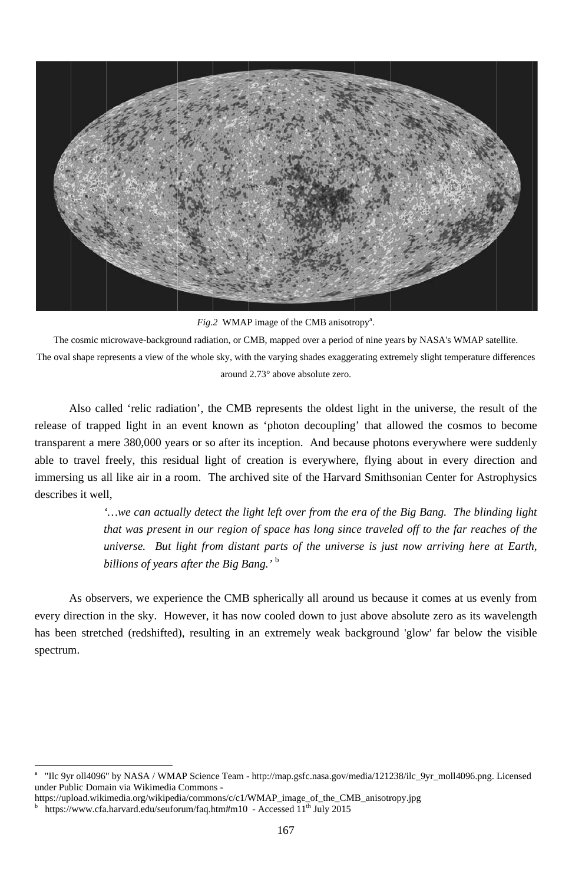*Fig.2* WMAP image of the CMB anisotropy[a].

The cosmic microwave-background radiation, or CMB, mapped over a period of nine years by NASA's WMAP satellite. The oval shape represents a view of the whole sky, with the varying shades exaggerating extremely slight temperature differences around 2.73° above absolute zero.

Also called 'relic radiation', the CMB represents the oldest light in the universe, the result of the release of trapped light in an event known as 'photon decoupling' that allowed the cosmos to become transparent a mere 380,000 years or so after its inception. And because photons everywhere were suddenly able to travel freely, this residual light of creation is everywhere, flying about in every direction and immersing us all like air in a room. The archived site of the Harvard Smithsonian Center for Astrophysics describes it well,

> *'…we can actually detect the light left over from the era of the Big Bang. The blinding light that was present in our region of space has long since traveled off to the far reaches of the universe. But light from distant parts of the universe is just now arriving here at Earth, billions of years after the Big Bang.'* [b]

As observers, we experience the CMB spherically all around us because it comes at us evenly from every direction in the sky. However, it has now cooled down to just above absolute zero as its wavelength has been stretched (redshifted), resulting in an extremely weak background 'glow' far below the visible spectrum.

---

[a] "Ilc 9yr oll4096" by NASA / WMAP Science Team - http://map.gsfc.nasa.gov/media/121238/ilc_9yr_moll4096.png. Licensed under Public Domain via Wikimedia Commons - https://upload.wikimedia.org/wikipedia/commons/c/c1/WMAP_image_of_the_CMB_anisotropy.jpg

[b] https://www.cfa.harvard.edu/seuforum/faq.htm#m10 - Accessed 11th July 2015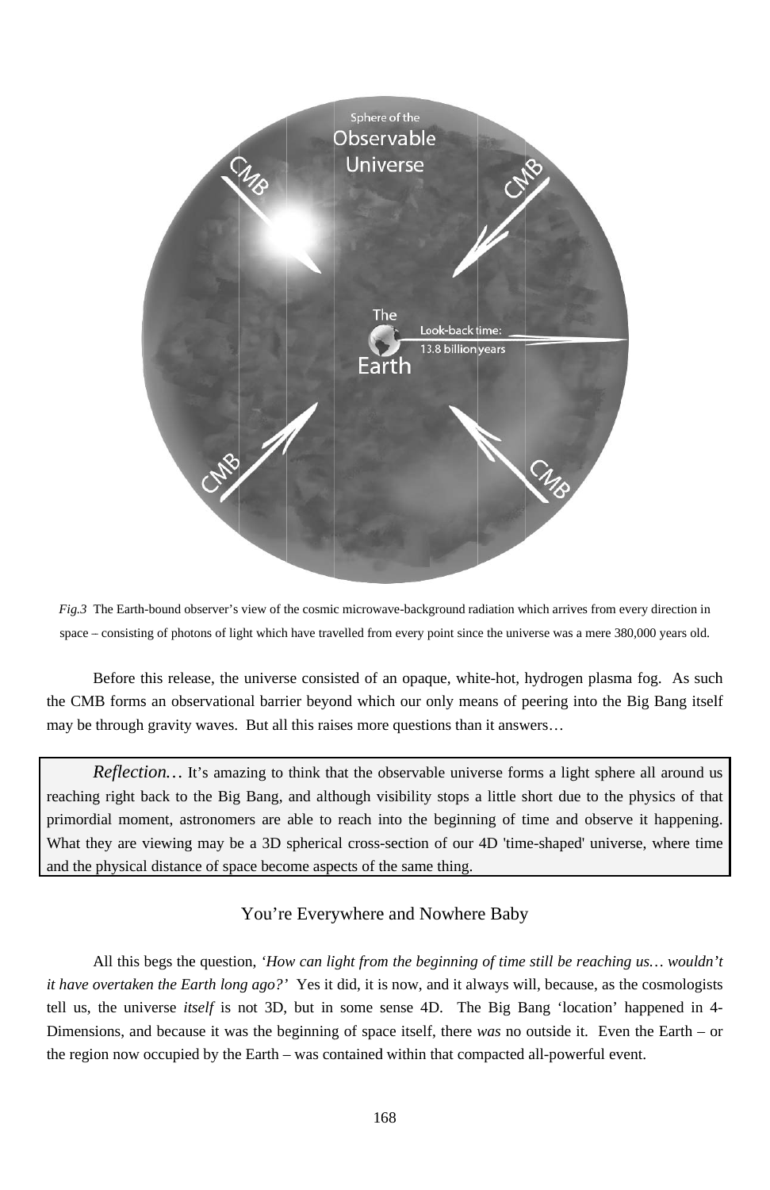*Fig.3* The Earth-bound observer's view of the cosmic microwave-background radiation which arrives from every direction in space – consisting of photons of light which have travelled from every point since the universe was a mere 380,000 years old.

Before this release, the universe consisted of an opaque, white-hot, hydrogen plasma fog. As such the CMB forms an observational barrier beyond which our only means of peering into the Big Bang itself may be through gravity waves. But all this raises more questions than it answers…

*Reflection…* It's amazing to think that the observable universe forms a light sphere all around us reaching right back to the Big Bang, and although visibility stops a little short due to the physics of that primordial moment, astronomers are able to reach into the beginning of time and observe it happening. What they are viewing may be a 3D spherical cross-section of our 4D 'time-shaped' universe, where time and the physical distance of space become aspects of the same thing.

## You're Everywhere and Nowhere Baby

All this begs the question, *'How can light from the beginning of time still be reaching us… wouldn't it have overtaken the Earth long ago?'* Yes it did, it is now, and it always will, because, as the cosmologists tell us, the universe *itself* is not 3D, but in some sense 4D. The Big Bang 'location' happened in 4-Dimensions, and because it was the beginning of space itself, there *was* no outside it. Even the Earth – or the region now occupied by the Earth – was contained within that compacted all-powerful event.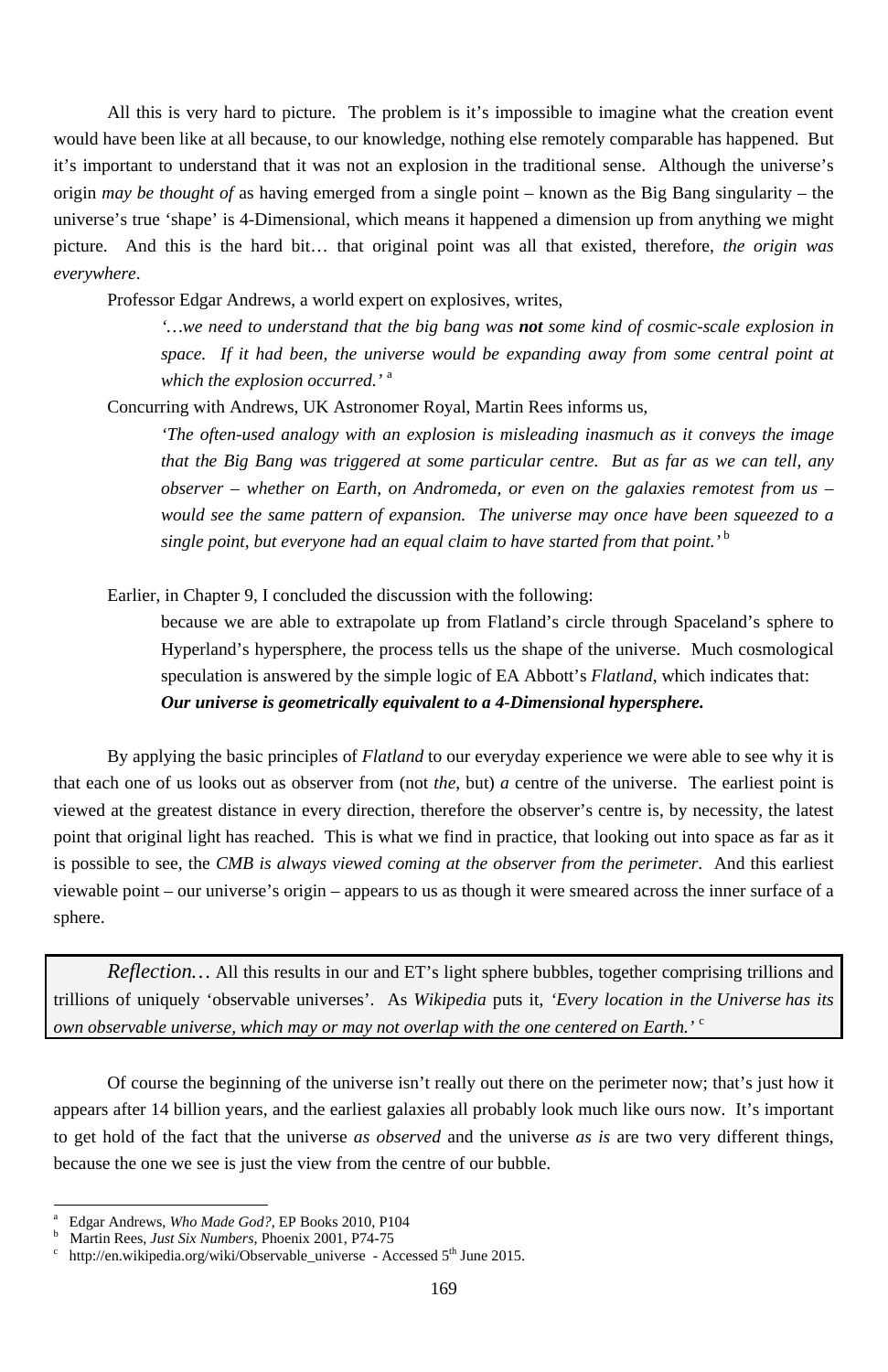All this is very hard to picture. The problem is it's impossible to imagine what the creation event would have been like at all because, to our knowledge, nothing else remotely comparable has happened. But it's important to understand that it was not an explosion in the traditional sense. Although the universe's origin *may be thought of* as having emerged from a single point – known as the Big Bang singularity – the universe's true 'shape' is 4-Dimensional, which means it happened a dimension up from anything we might picture. And this is the hard bit… that original point was all that existed, therefore, *the origin was everywhere*.

Professor Edgar Andrews, a world expert on explosives, writes,

> *'…we need to understand that the big bang was* ***not*** *some kind of cosmic-scale explosion in space. If it had been, the universe would be expanding away from some central point at which the explosion occurred.'* [a]

Concurring with Andrews, UK Astronomer Royal, Martin Rees informs us,

> *'The often-used analogy with an explosion is misleading inasmuch as it conveys the image that the Big Bang was triggered at some particular centre. But as far as we can tell, any observer – whether on Earth, on Andromeda, or even on the galaxies remotest from us – would see the same pattern of expansion. The universe may once have been squeezed to a single point, but everyone had an equal claim to have started from that point.'* [b]

Earlier, in Chapter 9, I concluded the discussion with the following:

> because we are able to extrapolate up from Flatland's circle through Spaceland's sphere to Hyperland's hypersphere, the process tells us the shape of the universe. Much cosmological speculation is answered by the simple logic of EA Abbott's *Flatland*, which indicates that:
> ***Our universe is geometrically equivalent to a 4-Dimensional hypersphere.***

By applying the basic principles of *Flatland* to our everyday experience we were able to see why it is that each one of us looks out as observer from (not *the*, but) *a* centre of the universe. The earliest point is viewed at the greatest distance in every direction, therefore the observer's centre is, by necessity, the latest point that original light has reached. This is what we find in practice, that looking out into space as far as it is possible to see, the *CMB is always viewed coming at the observer from the perimeter*. And this earliest viewable point – our universe's origin – appears to us as though it were smeared across the inner surface of a sphere.

> *Reflection…* All this results in our and ET's light sphere bubbles, together comprising trillions and trillions of uniquely 'observable universes'. As *Wikipedia* puts it, *'Every location in the Universe has its own observable universe, which may or may not overlap with the one centered on Earth.'* [c]

Of course the beginning of the universe isn't really out there on the perimeter now; that's just how it appears after 14 billion years, and the earliest galaxies all probably look much like ours now. It's important to get hold of the fact that the universe *as observed* and the universe *as is* are two very different things, because the one we see is just the view from the centre of our bubble.

---

[a] Edgar Andrews, *Who Made God?*, EP Books 2010, P104

[b] Martin Rees, *Just Six Numbers*, Phoenix 2001, P74-75

[c] http://en.wikipedia.org/wiki/Observable_universe - Accessed 5th June 2015.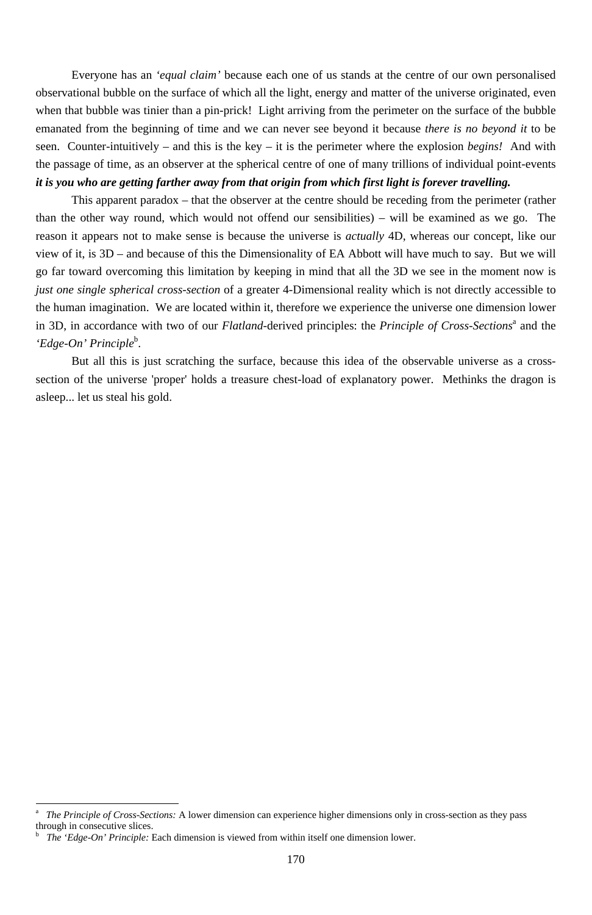Everyone has an *'equal claim'* because each one of us stands at the centre of our own personalised observational bubble on the surface of which all the light, energy and matter of the universe originated, even when that bubble was tinier than a pin-prick! Light arriving from the perimeter on the surface of the bubble emanated from the beginning of time and we can never see beyond it because *there is no beyond it* to be seen. Counter-intuitively – and this is the key – it is the perimeter where the explosion *begins!* And with the passage of time, as an observer at the spherical centre of one of many trillions of individual point-events ***it is you who are getting farther away from that origin from which first light is forever travelling.***

This apparent paradox – that the observer at the centre should be receding from the perimeter (rather than the other way round, which would not offend our sensibilities) – will be examined as we go. The reason it appears not to make sense is because the universe is *actually* 4D, whereas our concept, like our view of it, is 3D – and because of this the Dimensionality of EA Abbott will have much to say. But we will go far toward overcoming this limitation by keeping in mind that all the 3D we see in the moment now is *just one single spherical cross-section* of a greater 4-Dimensional reality which is not directly accessible to the human imagination. We are located within it, therefore we experience the universe one dimension lower in 3D, in accordance with two of our *Flatland*-derived principles: the *Principle of Cross-Sections*[a] and the *'Edge-On' Principle*[b].

But all this is just scratching the surface, because this idea of the observable universe as a cross-section of the universe 'proper' holds a treasure chest-load of explanatory power. Methinks the dragon is asleep... let us steal his gold.

---

[a] *The Principle of Cross-Sections:* A lower dimension can experience higher dimensions only in cross-section as they pass through in consecutive slices.

[b] *The 'Edge-On' Principle:* Each dimension is viewed from within itself one dimension lower.